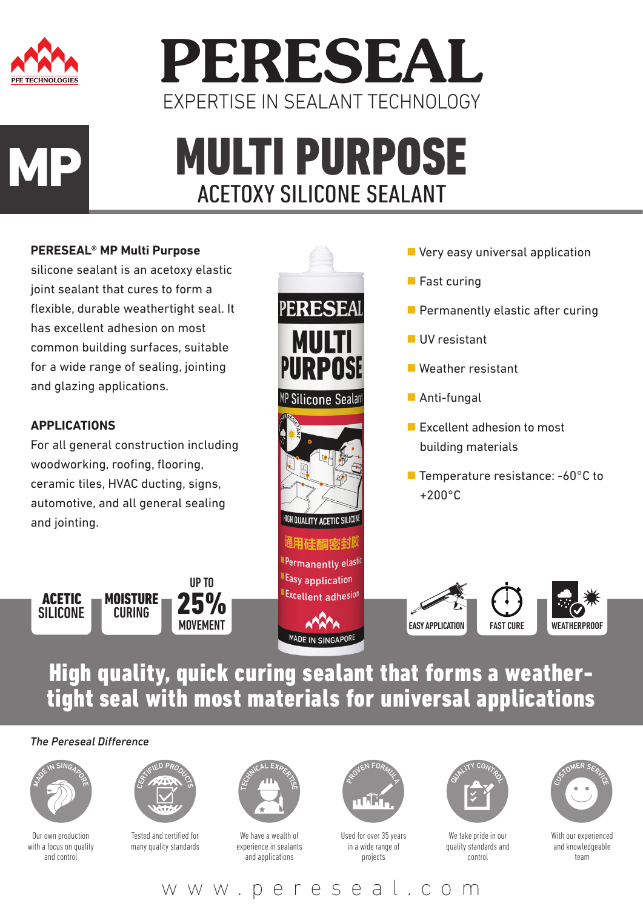# PERESEAL

EXPERTISE IN SEALANT TECHNOLOGY

PFE TECHNOLOGIES

MP

## MULTI PURPOSE

ACETOXY SILICONE SEALANT

**PERESEAL® MP Multi Purpose** silicone sealant is an acetoxy elastic joint sealant that cures to form a flexible, durable weathertight seal. It has excellent adhesion on most common building surfaces, suitable for a wide range of sealing, jointing and glazing applications.

### APPLICATIONS

For all general construction including woodworking, roofing, flooring, ceramic tiles, HVAC ducting, signs, automotive, and all general sealing and jointing.

- Very easy universal application
- Fast curing
- Permanently elastic after curing
- UV resistant
- Weather resistant
- Anti-fungal
- Excellent adhesion to most building materials
- Temperature resistance: -60°C to +200°C

ACETIC SILICONE | MOISTURE CURING | UP TO 25% MOVEMENT

EASY APPLICATION | FAST CURE | WEATHERPROOF

PERESEAL MULTI PURPOSE MP Silicone Sealant
HIGH QUALITY ACETIC SILICONE
通用硅酮密封胶
Permanently elastic
Easy application
Excellent adhesion
MADE IN SINGAPORE

## High quality, quick curing sealant that forms a weather-tight seal with most materials for universal applications

*The Pereseal Difference*

- **MADE IN SINGAPORE** – Our own production with a focus on quality and control
- **CERTIFIED PRODUCTS** – Tested and certified for many quality standards
- **TECHNICAL EXPERTISE** – We have a wealth of experience in sealants and applications
- **PROVEN FORMULA** – Used for over 35 years in a wide range of projects
- **QUALITY CONTROL** – We take pride in our quality standards and control
- **CUSTOMER SERVICE** – With our experienced and knowledgeable team

www.pereseal.com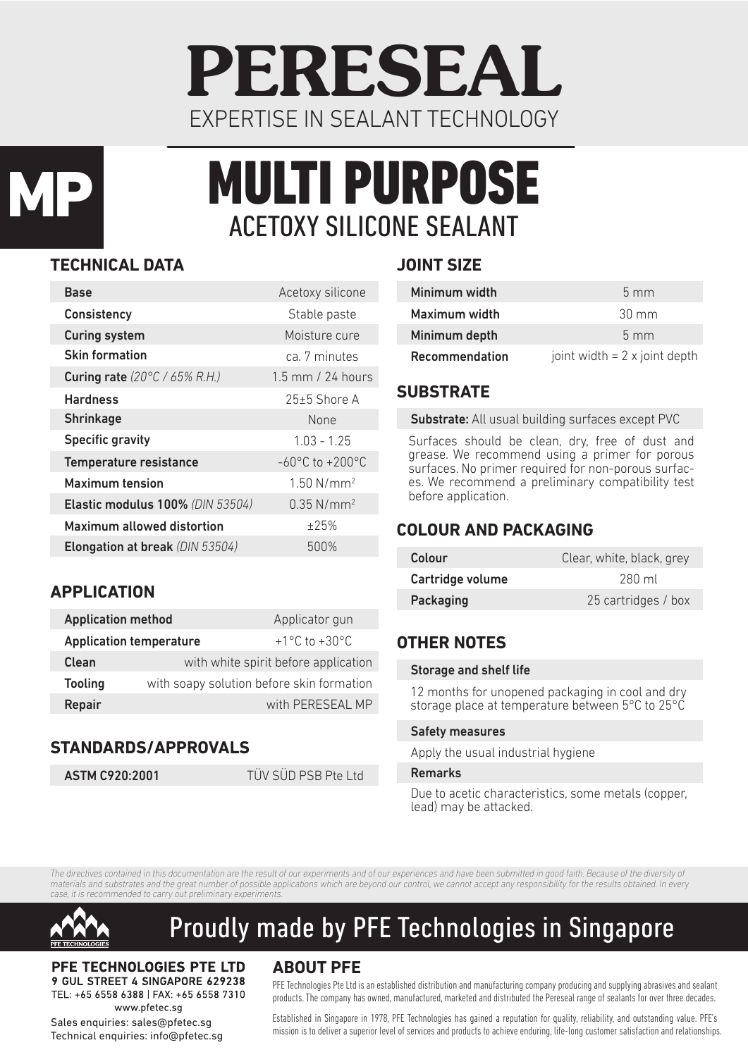# PERESEAL

EXPERTISE IN SEALANT TECHNOLOGY

MP

# MULTI PURPOSE

## ACETOXY SILICONE SEALANT

### TECHNICAL DATA

| | |
|---|---|
| **Base** | Acetoxy silicone |
| **Consistency** | Stable paste |
| **Curing system** | Moisture cure |
| **Skin formation** | ca. 7 minutes |
| **Curing rate** *(20°C / 65% R.H.)* | 1.5 mm / 24 hours |
| **Hardness** | 25±5 Shore A |
| **Shrinkage** | None |
| **Specific gravity** | 1.03 - 1.25 |
| **Temperature resistance** | -60°C to +200°C |
| **Maximum tension** | 1.50 N/mm² |
| **Elastic modulus 100%** *(DIN 53504)* | 0.35 N/mm² |
| **Maximum allowed distortion** | ±25% |
| **Elongation at break** *(DIN 53504)* | 500% |

### APPLICATION

| | |
|---|---|
| **Application method** | Applicator gun |
| **Application temperature** | +1°C to +30°C |
| **Clean** | with white spirit before application |
| **Tooling** | with soapy solution before skin formation |
| **Repair** | with PERESEAL MP |

### STANDARDS/APPROVALS

| | |
|---|---|
| **ASTM C920:2001** | TÜV SÜD PSB Pte Ltd |

### JOINT SIZE

| | |
|---|---|
| **Minimum width** | 5 mm |
| **Maximum width** | 30 mm |
| **Minimum depth** | 5 mm |
| **Recommendation** | joint width = 2 x joint depth |

### SUBSTRATE

**Substrate:** All usual building surfaces except PVC

Surfaces should be clean, dry, free of dust and grease. We recommend using a primer for porous surfaces. No primer required for non-porous surfaces. We recommend a preliminary compatibility test before application.

### COLOUR AND PACKAGING

| | |
|---|---|
| **Colour** | Clear, white, black, grey |
| **Cartridge volume** | 280 ml |
| **Packaging** | 25 cartridges / box |

### OTHER NOTES

**Storage and shelf life**

12 months for unopened packaging in cool and dry storage place at temperature between 5°C to 25°C

**Safety measures**

Apply the usual industrial hygiene

**Remarks**

Due to acetic characteristics, some metals (copper, lead) may be attacked.

*The directives contained in this documentation are the result of our experiments and of our experiences and have been submitted in good faith. Because of the diversity of materials and substrates and the great number of possible applications which are beyond our control, we cannot accept any responsibility for the results obtained. In every case, it is recommended to carry out preliminary experiments.*

PFE TECHNOLOGIES

## Proudly made by PFE Technologies in Singapore

**PFE TECHNOLOGIES PTE LTD**
**9 GUL STREET 4 SINGAPORE 629238**
TEL: +65 6558 6388 | FAX: +65 6558 7310
www.pfetec.sg
Sales enquiries: sales@pfetec.sg
Technical enquiries: info@pfetec.sg

### ABOUT PFE

PFE Technologies Pte Ltd is an established distribution and manufacturing company producing and supplying abrasives and sealant products. The company has owned, manufactured, marketed and distributed the Pereseal range of sealants for over three decades.

Established in Singapore in 1978, PFE Technologies has gained a reputation for quality, reliability, and outstanding value. PFE's mission is to deliver a superior level of services and products to achieve enduring, life-long customer satisfaction and relationships.